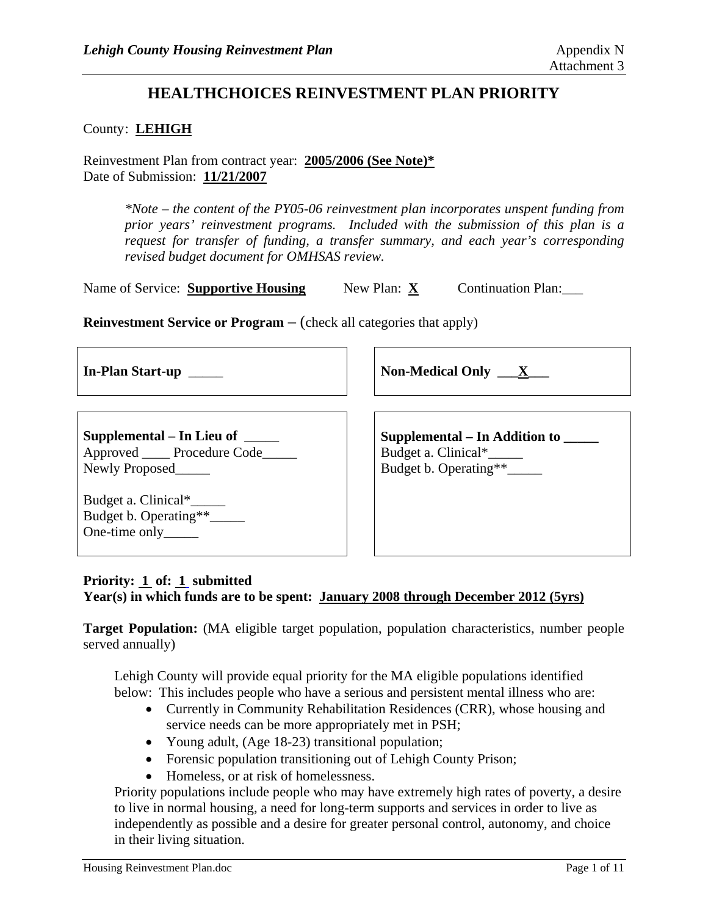# HEALTHCHOICES REINVESTMENT PLAN PRIORITY

County: **LEHIGH**

Reinvestment Plan from contract year: **2005/2006 (See Note)***
Date of Submission: **11/21/2007**

> *\*Note – the content of the PY05-06 reinvestment plan incorporates unspent funding from prior years' reinvestment programs. Included with the submission of this plan is a request for transfer of funding, a transfer summary, and each year's corresponding revised budget document for OMHSAS review.*

Name of Service: **Supportive Housing** New Plan: **X** Continuation Plan:___

**Reinvestment Service or Program** – (check all categories that apply)

**In-Plan Start-up** _____

**Non-Medical Only** ___**X**___

**Supplemental – In Lieu of** _____
Approved ____ Procedure Code_____
Newly Proposed_____

Budget a. Clinical*_____
Budget b. Operating**_____
One-time only_____

**Supplemental – In Addition to** _____
Budget a. Clinical*_____
Budget b. Operating**_____

**Priority: 1 of: 1 submitted**
**Year(s) in which funds are to be spent: January 2008 through December 2012 (5yrs)**

**Target Population:** (MA eligible target population, population characteristics, number people served annually)

Lehigh County will provide equal priority for the MA eligible populations identified below: This includes people who have a serious and persistent mental illness who are:

- Currently in Community Rehabilitation Residences (CRR), whose housing and service needs can be more appropriately met in PSH;
- Young adult, (Age 18-23) transitional population;
- Forensic population transitioning out of Lehigh County Prison;
- Homeless, or at risk of homelessness.

Priority populations include people who may have extremely high rates of poverty, a desire to live in normal housing, a need for long-term supports and services in order to live as independently as possible and a desire for greater personal control, autonomy, and choice in their living situation.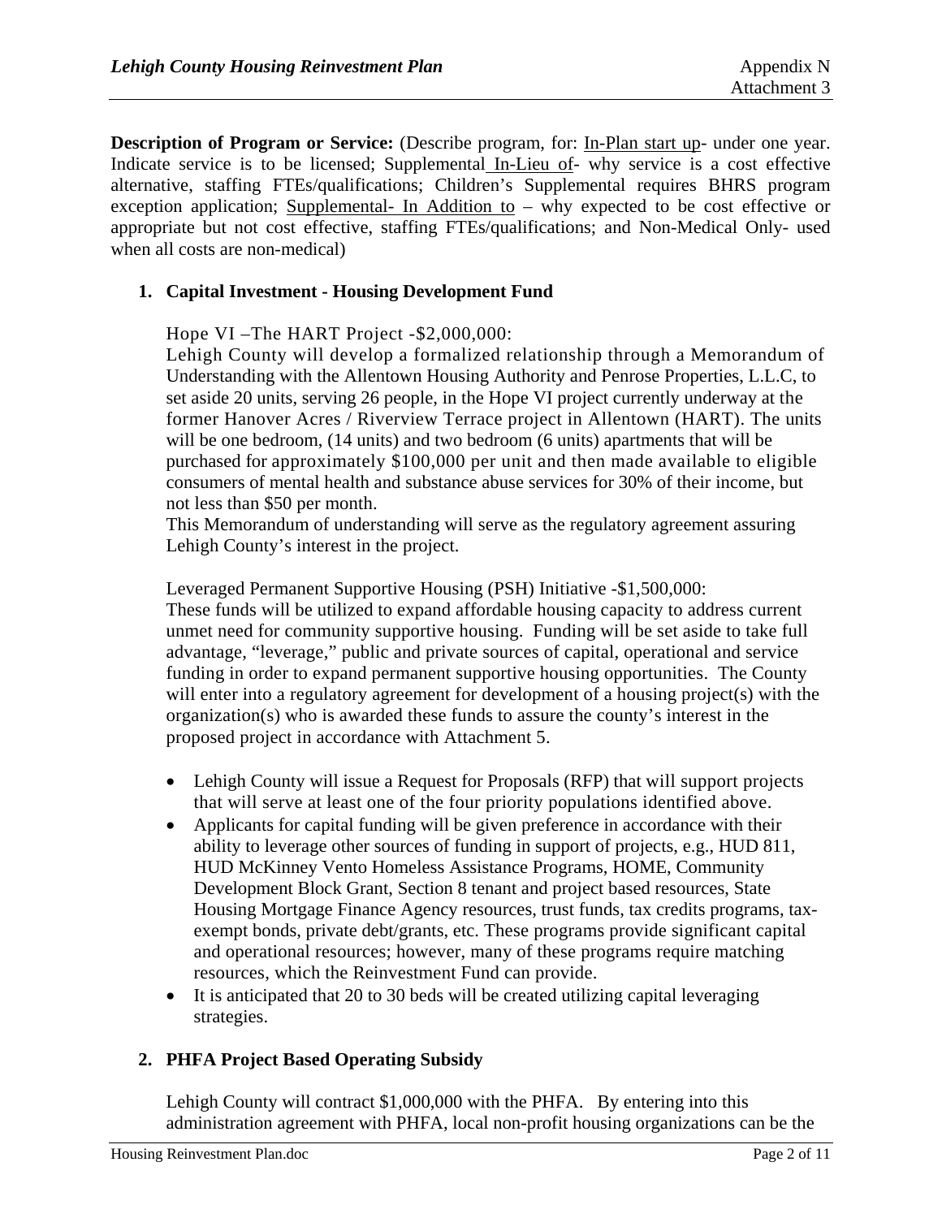**Description of Program or Service:** (Describe program, for: In-Plan start up- under one year. Indicate service is to be licensed; Supplemental In-Lieu of- why service is a cost effective alternative, staffing FTEs/qualifications; Children's Supplemental requires BHRS program exception application; Supplemental- In Addition to – why expected to be cost effective or appropriate but not cost effective, staffing FTEs/qualifications; and Non-Medical Only- used when all costs are non-medical)

**1. Capital Investment - Housing Development Fund**

Hope VI –The HART Project -$2,000,000:
Lehigh County will develop a formalized relationship through a Memorandum of Understanding with the Allentown Housing Authority and Penrose Properties, L.L.C, to set aside 20 units, serving 26 people, in the Hope VI project currently underway at the former Hanover Acres / Riverview Terrace project in Allentown (HART). The units will be one bedroom, (14 units) and two bedroom (6 units) apartments that will be purchased for approximately $100,000 per unit and then made available to eligible consumers of mental health and substance abuse services for 30% of their income, but not less than $50 per month.
This Memorandum of understanding will serve as the regulatory agreement assuring Lehigh County's interest in the project.

Leveraged Permanent Supportive Housing (PSH) Initiative -$1,500,000:
These funds will be utilized to expand affordable housing capacity to address current unmet need for community supportive housing. Funding will be set aside to take full advantage, "leverage," public and private sources of capital, operational and service funding in order to expand permanent supportive housing opportunities. The County will enter into a regulatory agreement for development of a housing project(s) with the organization(s) who is awarded these funds to assure the county's interest in the proposed project in accordance with Attachment 5.

- Lehigh County will issue a Request for Proposals (RFP) that will support projects that will serve at least one of the four priority populations identified above.
- Applicants for capital funding will be given preference in accordance with their ability to leverage other sources of funding in support of projects, e.g., HUD 811, HUD McKinney Vento Homeless Assistance Programs, HOME, Community Development Block Grant, Section 8 tenant and project based resources, State Housing Mortgage Finance Agency resources, trust funds, tax credits programs, tax-exempt bonds, private debt/grants, etc. These programs provide significant capital and operational resources; however, many of these programs require matching resources, which the Reinvestment Fund can provide.
- It is anticipated that 20 to 30 beds will be created utilizing capital leveraging strategies.

**2. PHFA Project Based Operating Subsidy**

Lehigh County will contract $1,000,000 with the PHFA. By entering into this administration agreement with PHFA, local non-profit housing organizations can be the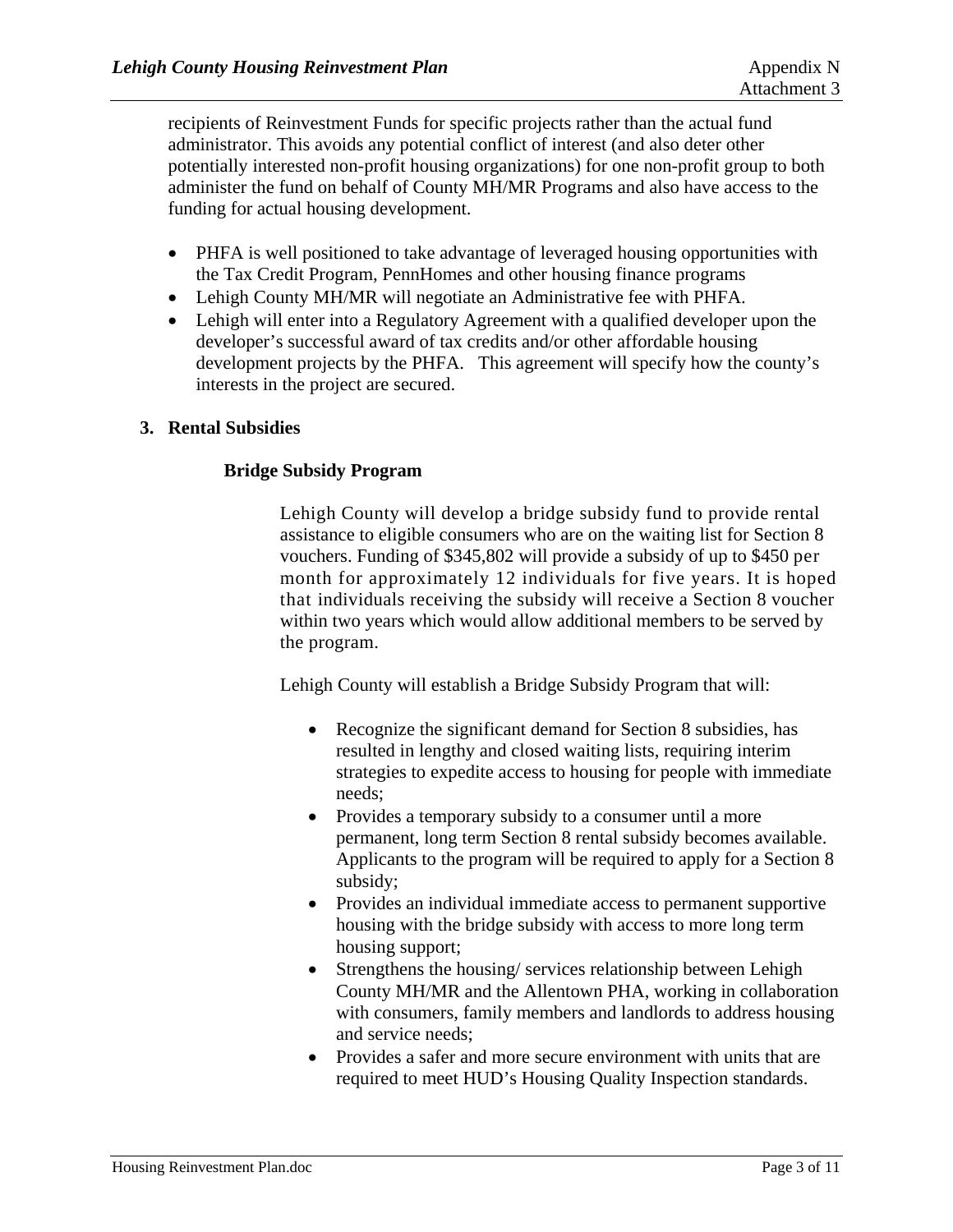recipients of Reinvestment Funds for specific projects rather than the actual fund administrator. This avoids any potential conflict of interest (and also deter other potentially interested non-profit housing organizations) for one non-profit group to both administer the fund on behalf of County MH/MR Programs and also have access to the funding for actual housing development.

- PHFA is well positioned to take advantage of leveraged housing opportunities with the Tax Credit Program, PennHomes and other housing finance programs
- Lehigh County MH/MR will negotiate an Administrative fee with PHFA.
- Lehigh will enter into a Regulatory Agreement with a qualified developer upon the developer's successful award of tax credits and/or other affordable housing development projects by the PHFA. This agreement will specify how the county's interests in the project are secured.

### 3. Rental Subsidies

#### Bridge Subsidy Program

Lehigh County will develop a bridge subsidy fund to provide rental assistance to eligible consumers who are on the waiting list for Section 8 vouchers. Funding of $345,802 will provide a subsidy of up to $450 per month for approximately 12 individuals for five years. It is hoped that individuals receiving the subsidy will receive a Section 8 voucher within two years which would allow additional members to be served by the program.

Lehigh County will establish a Bridge Subsidy Program that will:

- Recognize the significant demand for Section 8 subsidies, has resulted in lengthy and closed waiting lists, requiring interim strategies to expedite access to housing for people with immediate needs;
- Provides a temporary subsidy to a consumer until a more permanent, long term Section 8 rental subsidy becomes available. Applicants to the program will be required to apply for a Section 8 subsidy;
- Provides an individual immediate access to permanent supportive housing with the bridge subsidy with access to more long term housing support;
- Strengthens the housing/ services relationship between Lehigh County MH/MR and the Allentown PHA, working in collaboration with consumers, family members and landlords to address housing and service needs;
- Provides a safer and more secure environment with units that are required to meet HUD's Housing Quality Inspection standards.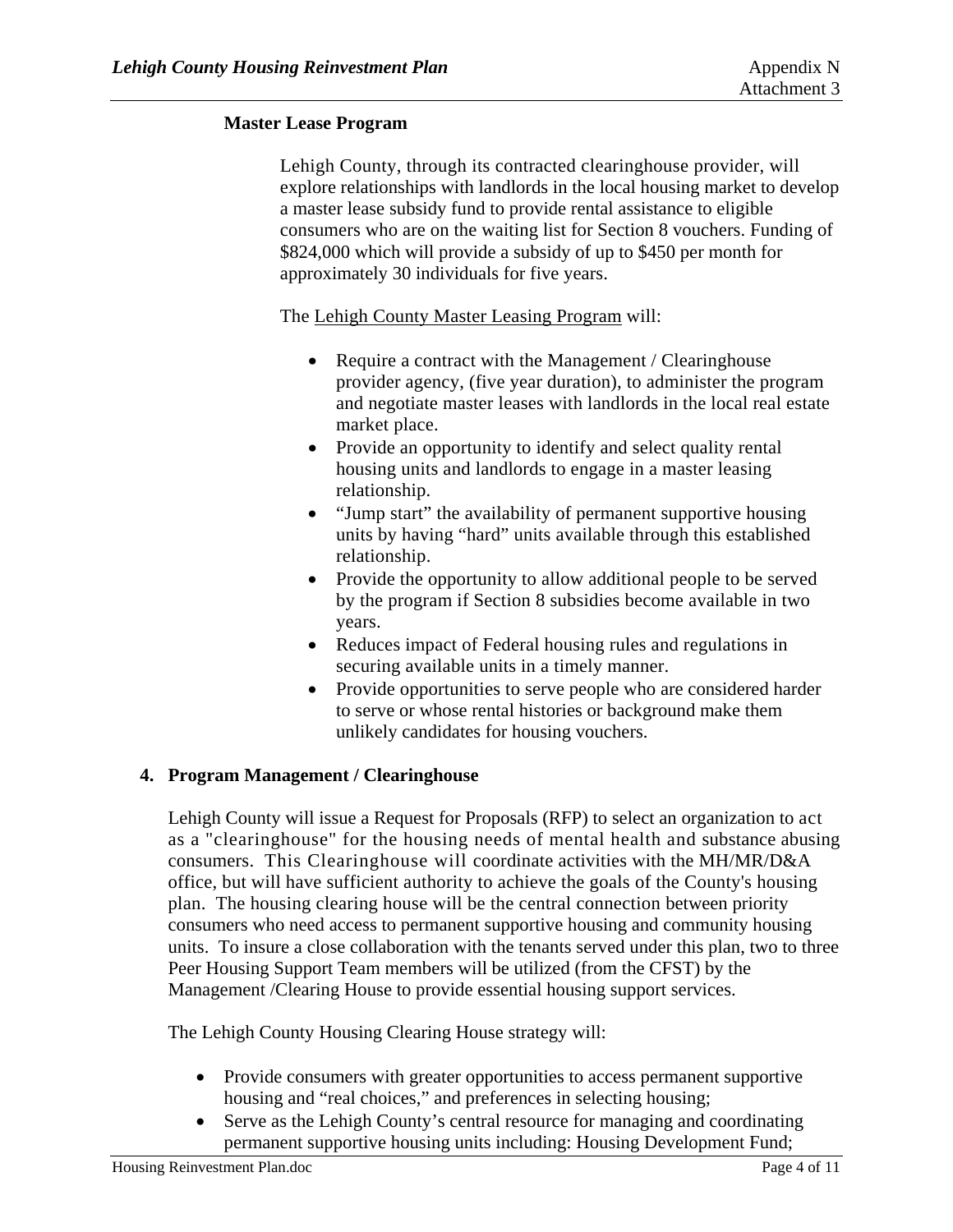**Master Lease Program**

Lehigh County, through its contracted clearinghouse provider, will explore relationships with landlords in the local housing market to develop a master lease subsidy fund to provide rental assistance to eligible consumers who are on the waiting list for Section 8 vouchers. Funding of $824,000 which will provide a subsidy of up to $450 per month for approximately 30 individuals for five years.

The Lehigh County Master Leasing Program will:

- Require a contract with the Management / Clearinghouse provider agency, (five year duration), to administer the program and negotiate master leases with landlords in the local real estate market place.
- Provide an opportunity to identify and select quality rental housing units and landlords to engage in a master leasing relationship.
- "Jump start" the availability of permanent supportive housing units by having "hard" units available through this established relationship.
- Provide the opportunity to allow additional people to be served by the program if Section 8 subsidies become available in two years.
- Reduces impact of Federal housing rules and regulations in securing available units in a timely manner.
- Provide opportunities to serve people who are considered harder to serve or whose rental histories or background make them unlikely candidates for housing vouchers.

## 4. Program Management / Clearinghouse

Lehigh County will issue a Request for Proposals (RFP) to select an organization to act as a "clearinghouse" for the housing needs of mental health and substance abusing consumers. This Clearinghouse will coordinate activities with the MH/MR/D&A office, but will have sufficient authority to achieve the goals of the County's housing plan. The housing clearing house will be the central connection between priority consumers who need access to permanent supportive housing and community housing units. To insure a close collaboration with the tenants served under this plan, two to three Peer Housing Support Team members will be utilized (from the CFST) by the Management /Clearing House to provide essential housing support services.

The Lehigh County Housing Clearing House strategy will:

- Provide consumers with greater opportunities to access permanent supportive housing and "real choices," and preferences in selecting housing;
- Serve as the Lehigh County's central resource for managing and coordinating permanent supportive housing units including: Housing Development Fund;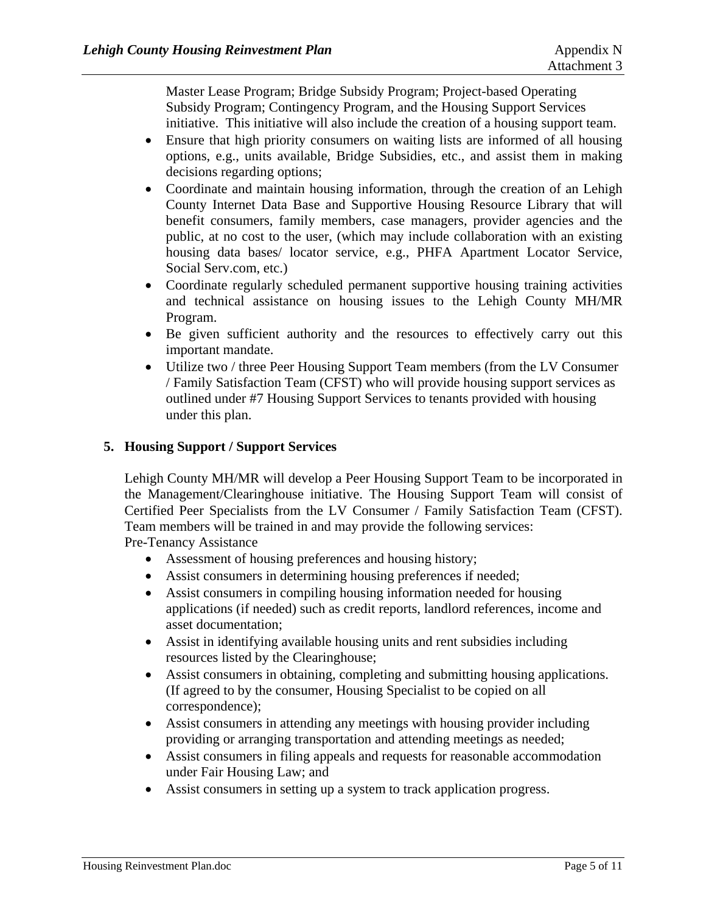Master Lease Program; Bridge Subsidy Program; Project-based Operating Subsidy Program; Contingency Program, and the Housing Support Services initiative. This initiative will also include the creation of a housing support team.

- Ensure that high priority consumers on waiting lists are informed of all housing options, e.g., units available, Bridge Subsidies, etc., and assist them in making decisions regarding options;
- Coordinate and maintain housing information, through the creation of an Lehigh County Internet Data Base and Supportive Housing Resource Library that will benefit consumers, family members, case managers, provider agencies and the public, at no cost to the user, (which may include collaboration with an existing housing data bases/ locator service, e.g., PHFA Apartment Locator Service, Social Serv.com, etc.)
- Coordinate regularly scheduled permanent supportive housing training activities and technical assistance on housing issues to the Lehigh County MH/MR Program.
- Be given sufficient authority and the resources to effectively carry out this important mandate.
- Utilize two / three Peer Housing Support Team members (from the LV Consumer / Family Satisfaction Team (CFST) who will provide housing support services as outlined under #7 Housing Support Services to tenants provided with housing under this plan.

## 5. Housing Support / Support Services

Lehigh County MH/MR will develop a Peer Housing Support Team to be incorporated in the Management/Clearinghouse initiative. The Housing Support Team will consist of Certified Peer Specialists from the LV Consumer / Family Satisfaction Team (CFST). Team members will be trained in and may provide the following services:

Pre-Tenancy Assistance

- Assessment of housing preferences and housing history;
- Assist consumers in determining housing preferences if needed;
- Assist consumers in compiling housing information needed for housing applications (if needed) such as credit reports, landlord references, income and asset documentation;
- Assist in identifying available housing units and rent subsidies including resources listed by the Clearinghouse;
- Assist consumers in obtaining, completing and submitting housing applications. (If agreed to by the consumer, Housing Specialist to be copied on all correspondence);
- Assist consumers in attending any meetings with housing provider including providing or arranging transportation and attending meetings as needed;
- Assist consumers in filing appeals and requests for reasonable accommodation under Fair Housing Law; and
- Assist consumers in setting up a system to track application progress.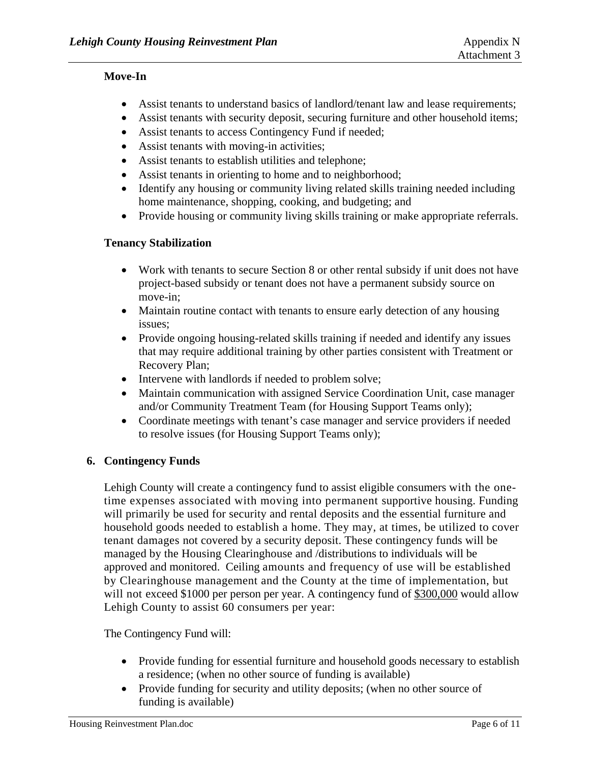**Move-In**

- Assist tenants to understand basics of landlord/tenant law and lease requirements;
- Assist tenants with security deposit, securing furniture and other household items;
- Assist tenants to access Contingency Fund if needed;
- Assist tenants with moving-in activities;
- Assist tenants to establish utilities and telephone;
- Assist tenants in orienting to home and to neighborhood;
- Identify any housing or community living related skills training needed including home maintenance, shopping, cooking, and budgeting; and
- Provide housing or community living skills training or make appropriate referrals.

**Tenancy Stabilization**

- Work with tenants to secure Section 8 or other rental subsidy if unit does not have project-based subsidy or tenant does not have a permanent subsidy source on move-in;
- Maintain routine contact with tenants to ensure early detection of any housing issues;
- Provide ongoing housing-related skills training if needed and identify any issues that may require additional training by other parties consistent with Treatment or Recovery Plan;
- Intervene with landlords if needed to problem solve;
- Maintain communication with assigned Service Coordination Unit, case manager and/or Community Treatment Team (for Housing Support Teams only);
- Coordinate meetings with tenant's case manager and service providers if needed to resolve issues (for Housing Support Teams only);

## 6. Contingency Funds

Lehigh County will create a contingency fund to assist eligible consumers with the one-time expenses associated with moving into permanent supportive housing. Funding will primarily be used for security and rental deposits and the essential furniture and household goods needed to establish a home. They may, at times, be utilized to cover tenant damages not covered by a security deposit. These contingency funds will be managed by the Housing Clearinghouse and /distributions to individuals will be approved and monitored. Ceiling amounts and frequency of use will be established by Clearinghouse management and the County at the time of implementation, but will not exceed $1000 per person per year. A contingency fund of $300,000 would allow Lehigh County to assist 60 consumers per year:

The Contingency Fund will:

- Provide funding for essential furniture and household goods necessary to establish a residence; (when no other source of funding is available)
- Provide funding for security and utility deposits; (when no other source of funding is available)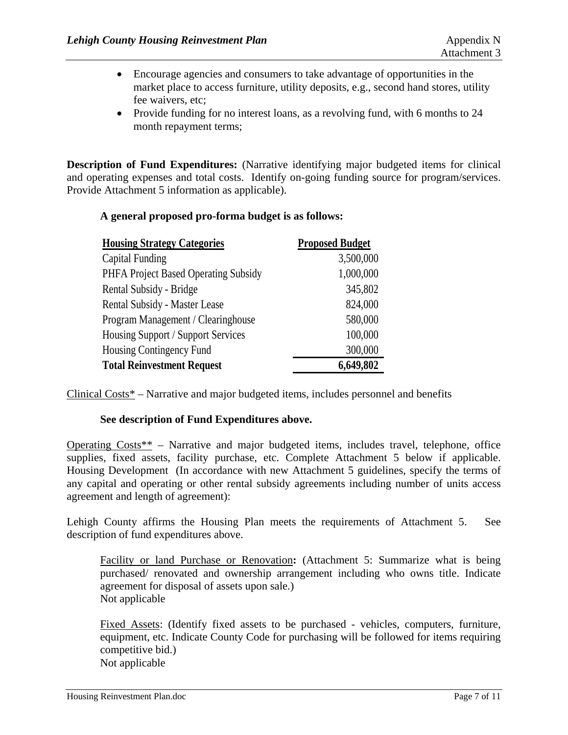- Encourage agencies and consumers to take advantage of opportunities in the market place to access furniture, utility deposits, e.g., second hand stores, utility fee waivers, etc;
- Provide funding for no interest loans, as a revolving fund, with 6 months to 24 month repayment terms;

**Description of Fund Expenditures:** (Narrative identifying major budgeted items for clinical and operating expenses and total costs. Identify on-going funding source for program/services. Provide Attachment 5 information as applicable).

**A general proposed pro-forma budget is as follows:**

| Housing Strategy Categories | Proposed Budget |
|---|---:|
| Capital Funding | 3,500,000 |
| PHFA Project Based Operating Subsidy | 1,000,000 |
| Rental Subsidy - Bridge | 345,802 |
| Rental Subsidy - Master Lease | 824,000 |
| Program Management / Clearinghouse | 580,000 |
| Housing Support / Support Services | 100,000 |
| Housing Contingency Fund | 300,000 |
| **Total Reinvestment Request** | **6,649,802** |

<u>Clinical Costs*</u> – Narrative and major budgeted items, includes personnel and benefits

**See description of Fund Expenditures above.**

<u>Operating Costs**</u> – Narrative and major budgeted items, includes travel, telephone, office supplies, fixed assets, facility purchase, etc. Complete Attachment 5 below if applicable. Housing Development (In accordance with new Attachment 5 guidelines, specify the terms of any capital and operating or other rental subsidy agreements including number of units access agreement and length of agreement):

Lehigh County affirms the Housing Plan meets the requirements of Attachment 5. See description of fund expenditures above.

<u>Facility or land Purchase or Renovation</u>**:** (Attachment 5: Summarize what is being purchased/ renovated and ownership arrangement including who owns title. Indicate agreement for disposal of assets upon sale.)
Not applicable

<u>Fixed Assets</u>: (Identify fixed assets to be purchased - vehicles, computers, furniture, equipment, etc. Indicate County Code for purchasing will be followed for items requiring competitive bid.)
Not applicable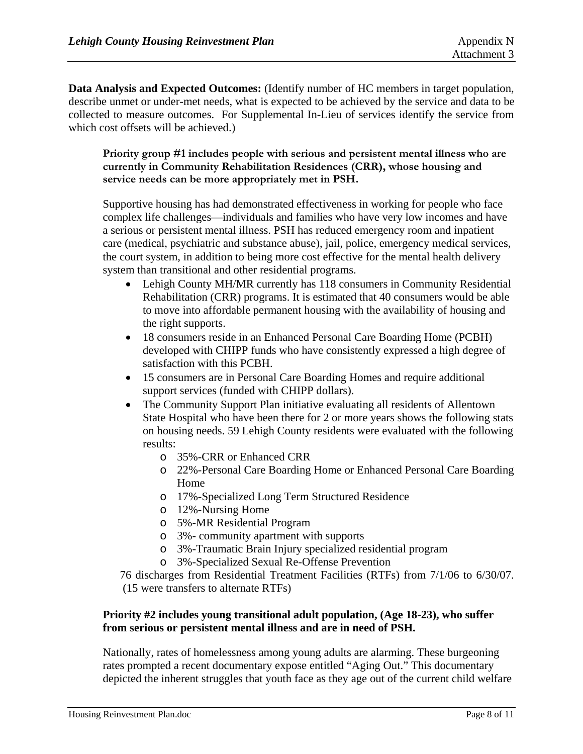**Data Analysis and Expected Outcomes:** (Identify number of HC members in target population, describe unmet or under-met needs, what is expected to be achieved by the service and data to be collected to measure outcomes. For Supplemental In-Lieu of services identify the service from which cost offsets will be achieved.)

**Priority group #1 includes people with serious and persistent mental illness who are currently in Community Rehabilitation Residences (CRR), whose housing and service needs can be more appropriately met in PSH.**

Supportive housing has had demonstrated effectiveness in working for people who face complex life challenges—individuals and families who have very low incomes and have a serious or persistent mental illness. PSH has reduced emergency room and inpatient care (medical, psychiatric and substance abuse), jail, police, emergency medical services, the court system, in addition to being more cost effective for the mental health delivery system than transitional and other residential programs.

- Lehigh County MH/MR currently has 118 consumers in Community Residential Rehabilitation (CRR) programs. It is estimated that 40 consumers would be able to move into affordable permanent housing with the availability of housing and the right supports.
- 18 consumers reside in an Enhanced Personal Care Boarding Home (PCBH) developed with CHIPP funds who have consistently expressed a high degree of satisfaction with this PCBH.
- 15 consumers are in Personal Care Boarding Homes and require additional support services (funded with CHIPP dollars).
- The Community Support Plan initiative evaluating all residents of Allentown State Hospital who have been there for 2 or more years shows the following stats on housing needs. 59 Lehigh County residents were evaluated with the following results:
  - 35%-CRR or Enhanced CRR
  - 22%-Personal Care Boarding Home or Enhanced Personal Care Boarding Home
  - 17%-Specialized Long Term Structured Residence
  - 12%-Nursing Home
  - 5%-MR Residential Program
  - 3%- community apartment with supports
  - 3%-Traumatic Brain Injury specialized residential program
  - 3%-Specialized Sexual Re-Offense Prevention

76 discharges from Residential Treatment Facilities (RTFs) from 7/1/06 to 6/30/07. (15 were transfers to alternate RTFs)

**Priority #2 includes young transitional adult population, (Age 18-23), who suffer from serious or persistent mental illness and are in need of PSH.**

Nationally, rates of homelessness among young adults are alarming. These burgeoning rates prompted a recent documentary expose entitled "Aging Out." This documentary depicted the inherent struggles that youth face as they age out of the current child welfare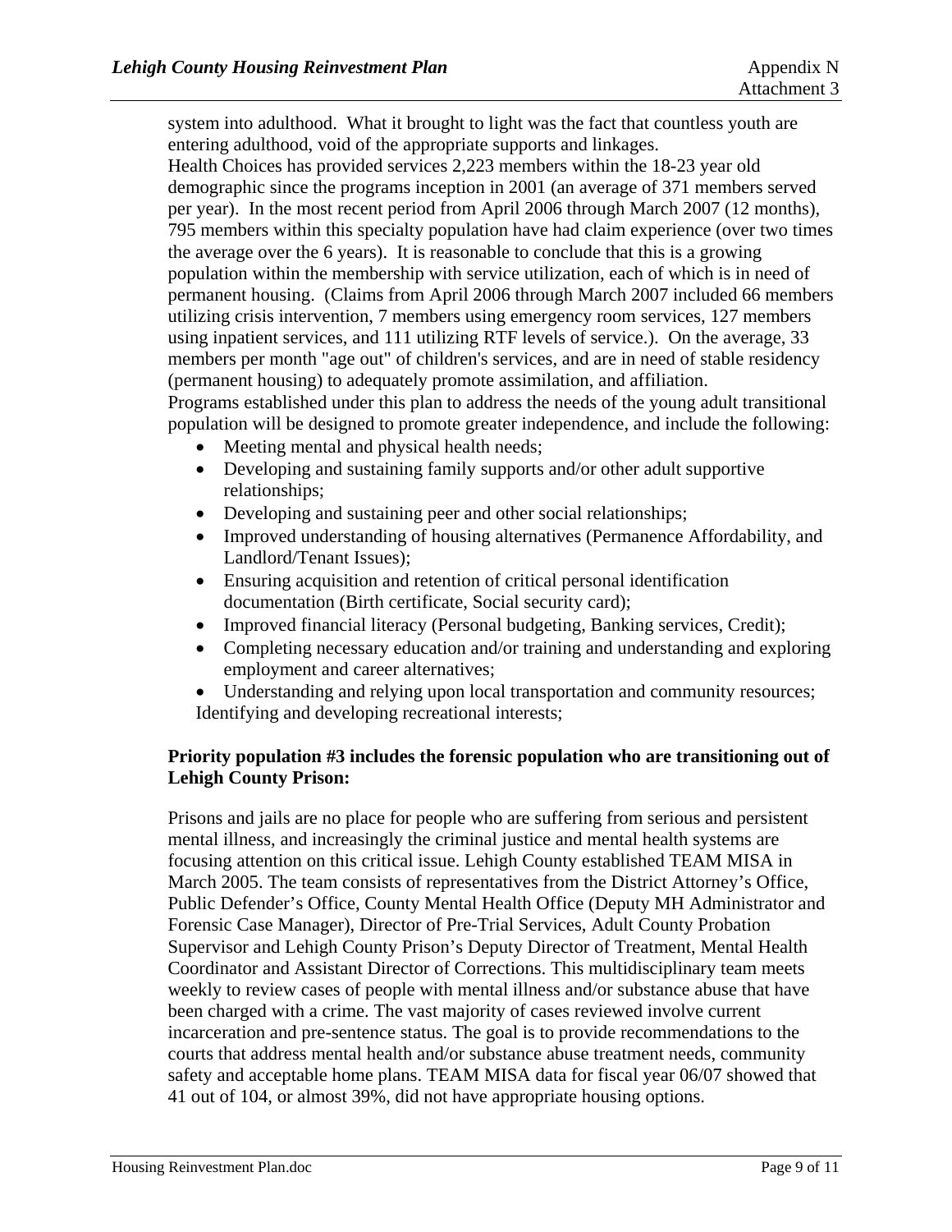system into adulthood. What it brought to light was the fact that countless youth are entering adulthood, void of the appropriate supports and linkages.

Health Choices has provided services 2,223 members within the 18-23 year old demographic since the programs inception in 2001 (an average of 371 members served per year). In the most recent period from April 2006 through March 2007 (12 months), 795 members within this specialty population have had claim experience (over two times the average over the 6 years). It is reasonable to conclude that this is a growing population within the membership with service utilization, each of which is in need of permanent housing. (Claims from April 2006 through March 2007 included 66 members utilizing crisis intervention, 7 members using emergency room services, 127 members using inpatient services, and 111 utilizing RTF levels of service.). On the average, 33 members per month "age out" of children's services, and are in need of stable residency (permanent housing) to adequately promote assimilation, and affiliation.

Programs established under this plan to address the needs of the young adult transitional population will be designed to promote greater independence, and include the following:

- Meeting mental and physical health needs;
- Developing and sustaining family supports and/or other adult supportive relationships;
- Developing and sustaining peer and other social relationships;
- Improved understanding of housing alternatives (Permanence Affordability, and Landlord/Tenant Issues);
- Ensuring acquisition and retention of critical personal identification documentation (Birth certificate, Social security card);
- Improved financial literacy (Personal budgeting, Banking services, Credit);
- Completing necessary education and/or training and understanding and exploring employment and career alternatives;
- Understanding and relying upon local transportation and community resources; Identifying and developing recreational interests;

**Priority population #3 includes the forensic population who are transitioning out of Lehigh County Prison:**

Prisons and jails are no place for people who are suffering from serious and persistent mental illness, and increasingly the criminal justice and mental health systems are focusing attention on this critical issue. Lehigh County established TEAM MISA in March 2005. The team consists of representatives from the District Attorney's Office, Public Defender's Office, County Mental Health Office (Deputy MH Administrator and Forensic Case Manager), Director of Pre-Trial Services, Adult County Probation Supervisor and Lehigh County Prison's Deputy Director of Treatment, Mental Health Coordinator and Assistant Director of Corrections. This multidisciplinary team meets weekly to review cases of people with mental illness and/or substance abuse that have been charged with a crime. The vast majority of cases reviewed involve current incarceration and pre-sentence status. The goal is to provide recommendations to the courts that address mental health and/or substance abuse treatment needs, community safety and acceptable home plans. TEAM MISA data for fiscal year 06/07 showed that 41 out of 104, or almost 39%, did not have appropriate housing options.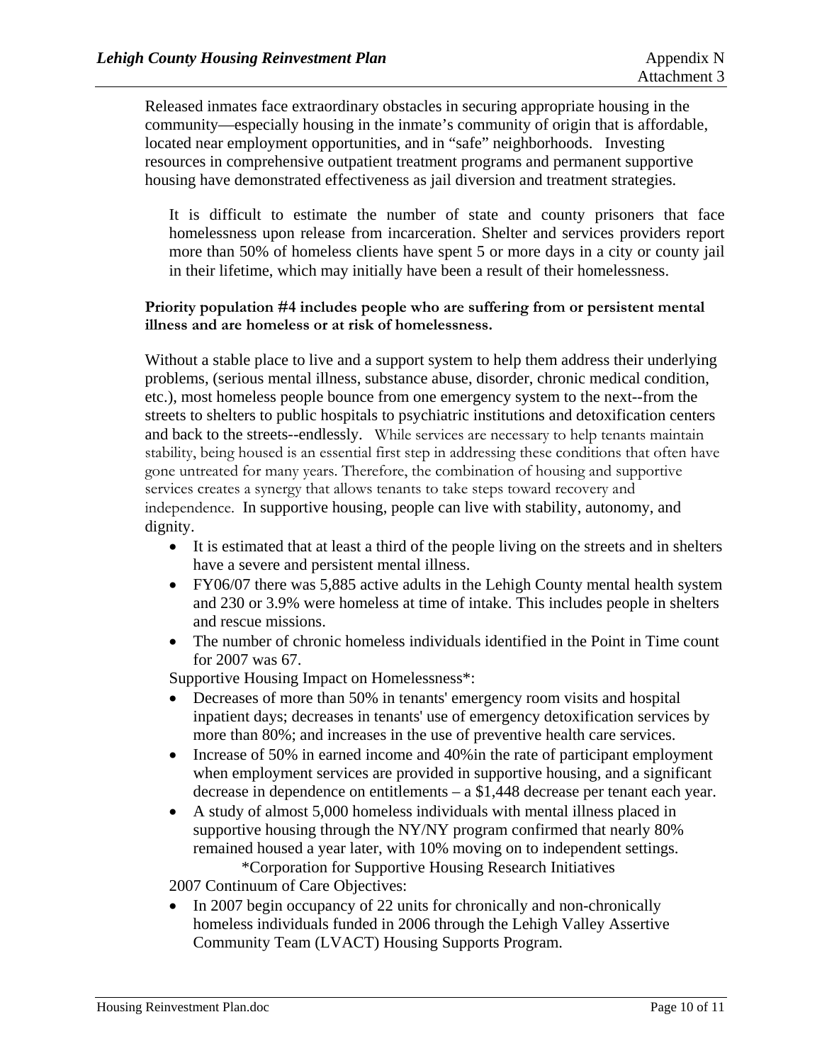Released inmates face extraordinary obstacles in securing appropriate housing in the community—especially housing in the inmate's community of origin that is affordable, located near employment opportunities, and in "safe" neighborhoods. Investing resources in comprehensive outpatient treatment programs and permanent supportive housing have demonstrated effectiveness as jail diversion and treatment strategies.

It is difficult to estimate the number of state and county prisoners that face homelessness upon release from incarceration. Shelter and services providers report more than 50% of homeless clients have spent 5 or more days in a city or county jail in their lifetime, which may initially have been a result of their homelessness.

**Priority population #4 includes people who are suffering from or persistent mental illness and are homeless or at risk of homelessness.**

Without a stable place to live and a support system to help them address their underlying problems, (serious mental illness, substance abuse, disorder, chronic medical condition, etc.), most homeless people bounce from one emergency system to the next--from the streets to shelters to public hospitals to psychiatric institutions and detoxification centers and back to the streets--endlessly. While services are necessary to help tenants maintain stability, being housed is an essential first step in addressing these conditions that often have gone untreated for many years. Therefore, the combination of housing and supportive services creates a synergy that allows tenants to take steps toward recovery and independence. In supportive housing, people can live with stability, autonomy, and dignity.

- It is estimated that at least a third of the people living on the streets and in shelters have a severe and persistent mental illness.
- FY06/07 there was 5,885 active adults in the Lehigh County mental health system and 230 or 3.9% were homeless at time of intake. This includes people in shelters and rescue missions.
- The number of chronic homeless individuals identified in the Point in Time count for 2007 was 67.

Supportive Housing Impact on Homelessness*:

- Decreases of more than 50% in tenants' emergency room visits and hospital inpatient days; decreases in tenants' use of emergency detoxification services by more than 80%; and increases in the use of preventive health care services.
- Increase of 50% in earned income and 40%in the rate of participant employment when employment services are provided in supportive housing, and a significant decrease in dependence on entitlements – a $1,448 decrease per tenant each year.
- A study of almost 5,000 homeless individuals with mental illness placed in supportive housing through the NY/NY program confirmed that nearly 80% remained housed a year later, with 10% moving on to independent settings.

*Corporation for Supportive Housing Research Initiatives

2007 Continuum of Care Objectives:

- In 2007 begin occupancy of 22 units for chronically and non-chronically homeless individuals funded in 2006 through the Lehigh Valley Assertive Community Team (LVACT) Housing Supports Program.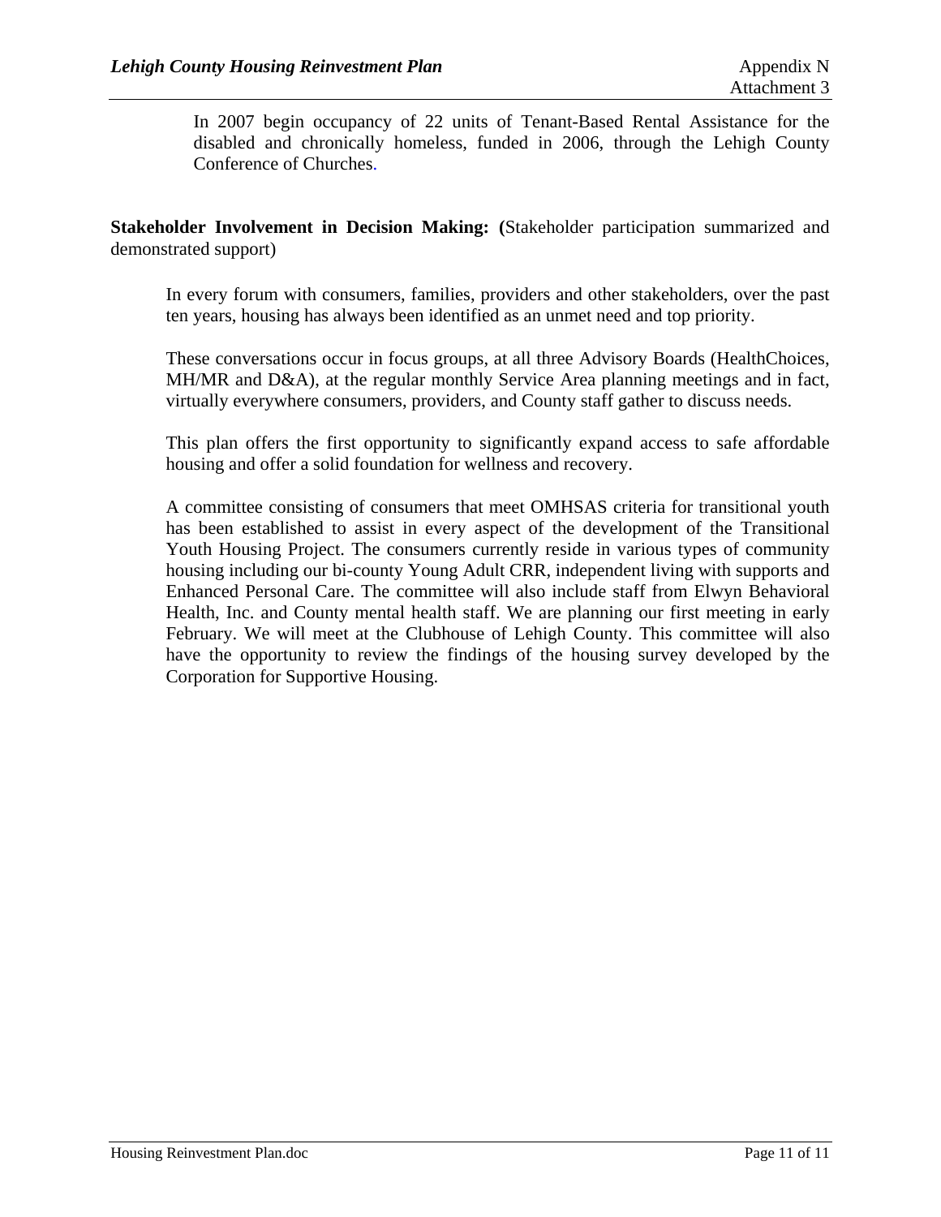In 2007 begin occupancy of 22 units of Tenant-Based Rental Assistance for the disabled and chronically homeless, funded in 2006, through the Lehigh County Conference of Churches.

**Stakeholder Involvement in Decision Making: (**Stakeholder participation summarized and demonstrated support)

In every forum with consumers, families, providers and other stakeholders, over the past ten years, housing has always been identified as an unmet need and top priority.

These conversations occur in focus groups, at all three Advisory Boards (HealthChoices, MH/MR and D&A), at the regular monthly Service Area planning meetings and in fact, virtually everywhere consumers, providers, and County staff gather to discuss needs.

This plan offers the first opportunity to significantly expand access to safe affordable housing and offer a solid foundation for wellness and recovery.

A committee consisting of consumers that meet OMHSAS criteria for transitional youth has been established to assist in every aspect of the development of the Transitional Youth Housing Project. The consumers currently reside in various types of community housing including our bi-county Young Adult CRR, independent living with supports and Enhanced Personal Care. The committee will also include staff from Elwyn Behavioral Health, Inc. and County mental health staff. We are planning our first meeting in early February. We will meet at the Clubhouse of Lehigh County. This committee will also have the opportunity to review the findings of the housing survey developed by the Corporation for Supportive Housing.